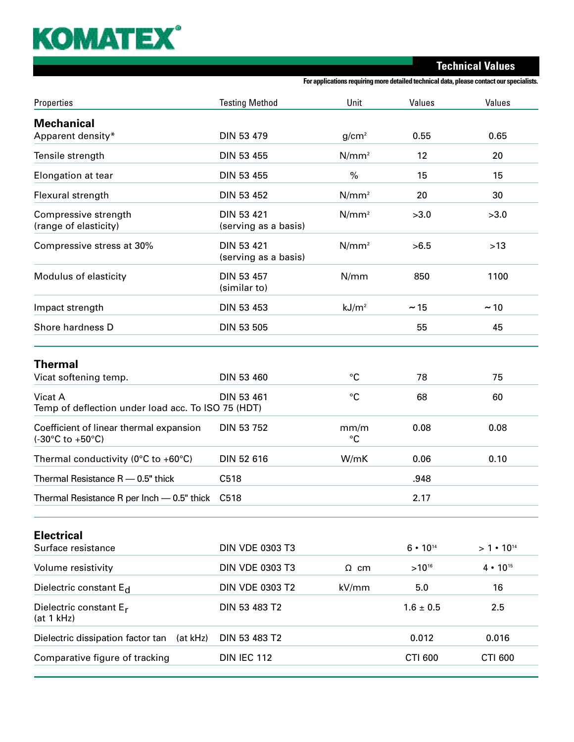# KOMATEX®

## Technical Values

For applications requiring more detailed technical data, please contact our specialists.

| Properties | Testing Method | Unit | Values | Values |
|---|---|---|---|---|
| **Mechanical** | | | | |
| Apparent density* | DIN 53 479 | $g/cm^2$ | 0.55 | 0.65 |
| Tensile strength | DIN 53 455 | $N/mm^2$ | 12 | 20 |
| Elongation at tear | DIN 53 455 | % | 15 | 15 |
| Flexural strength | DIN 53 452 | $N/mm^2$ | 20 | 30 |
| Compressive strength (range of elasticity) | DIN 53 421 (serving as a basis) | $N/mm^2$ | >3.0 | >3.0 |
| Compressive stress at 30% | DIN 53 421 (serving as a basis) | $N/mm^2$ | >6.5 | >13 |
| Modulus of elasticity | DIN 53 457 (similar to) | N/mm | 850 | 1100 |
| Impact strength | DIN 53 453 | $kJ/m^2$ | ~ 15 | ~ 10 |
| Shore hardness D | DIN 53 505 | | 55 | 45 |
| **Thermal** | | | | |
| Vicat softening temp. | DIN 53 460 | °C | 78 | 75 |
| Vicat A<br>Temp of deflection under load acc. To ISO 75 (HDT) | DIN 53 461 | °C | 68 | 60 |
| Coefficient of linear thermal expansion (-30°C to +50°C) | DIN 53 752 | mm/m °C | 0.08 | 0.08 |
| Thermal conductivity (0°C to +60°C) | DIN 52 616 | W/mK | 0.06 | 0.10 |
| Thermal Resistance R — 0.5" thick | C518 | | .948 | |
| Thermal Resistance R per Inch — 0.5" thick | C518 | | 2.17 | |
| **Electrical** | | | | |
| Surface resistance | DIN VDE 0303 T3 | | $6 \cdot 10^{14}$ | $> 1 \cdot 10^{14}$ |
| Volume resistivity | DIN VDE 0303 T3 | Ω cm | $>10^{16}$ | $4 \cdot 10^{15}$ |
| Dielectric constant $E_d$ | DIN VDE 0303 T2 | kV/mm | 5.0 | 16 |
| Dielectric constant $E_r$ (at 1 kHz) | DIN 53 483 T2 | | 1.6 ± 0.5 | 2.5 |
| Dielectric dissipation factor tan (at kHz) | DIN 53 483 T2 | | 0.012 | 0.016 |
| Comparative figure of tracking | DIN IEC 112 | | CTI 600 | CTI 600 |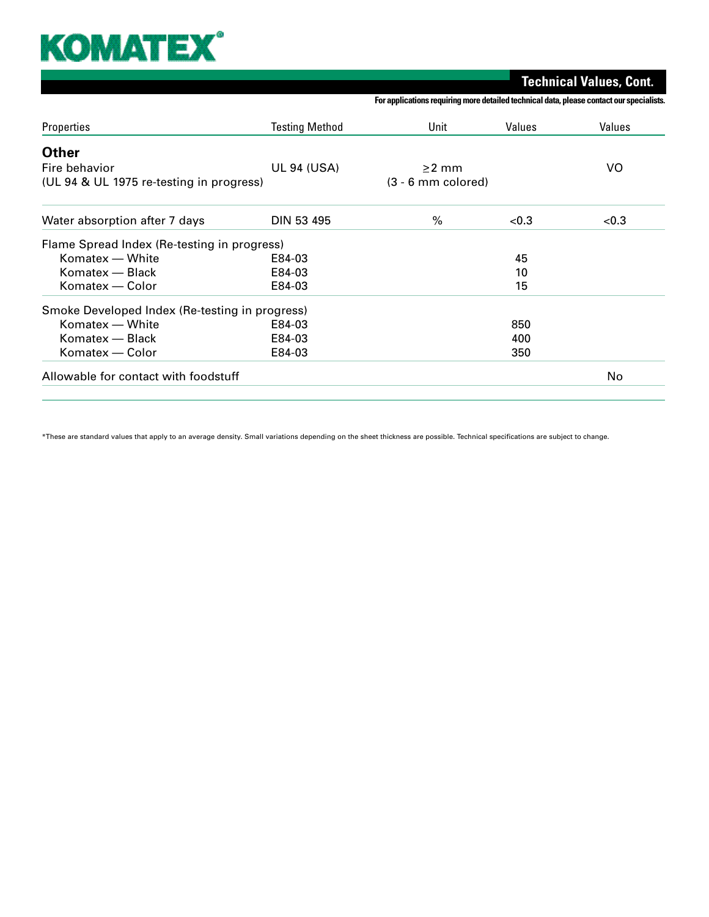KOMATEX®

## Technical Values, Cont.

For applications requiring more detailed technical data, please contact our specialists.

| Properties | Testing Method | Unit | Values | Values |
|---|---|---|---|---|
| **Other** | | | | |
| Fire behavior<br>(UL 94 & UL 1975 re-testing in progress) | UL 94 (USA) | ≥2 mm<br>(3 - 6 mm colored) | | VO |
| Water absorption after 7 days | DIN 53 495 | % | <0.3 | <0.3 |
| Flame Spread Index (Re-testing in progress) | | | | |
| Komatex — White | E84-03 | | 45 | |
| Komatex — Black | E84-03 | | 10 | |
| Komatex — Color | E84-03 | | 15 | |
| Smoke Developed Index (Re-testing in progress) | | | | |
| Komatex — White | E84-03 | | 850 | |
| Komatex — Black | E84-03 | | 400 | |
| Komatex — Color | E84-03 | | 350 | |
| Allowable for contact with foodstuff | | | | No |

*These are standard values that apply to an average density. Small variations depending on the sheet thickness are possible. Technical specifications are subject to change.